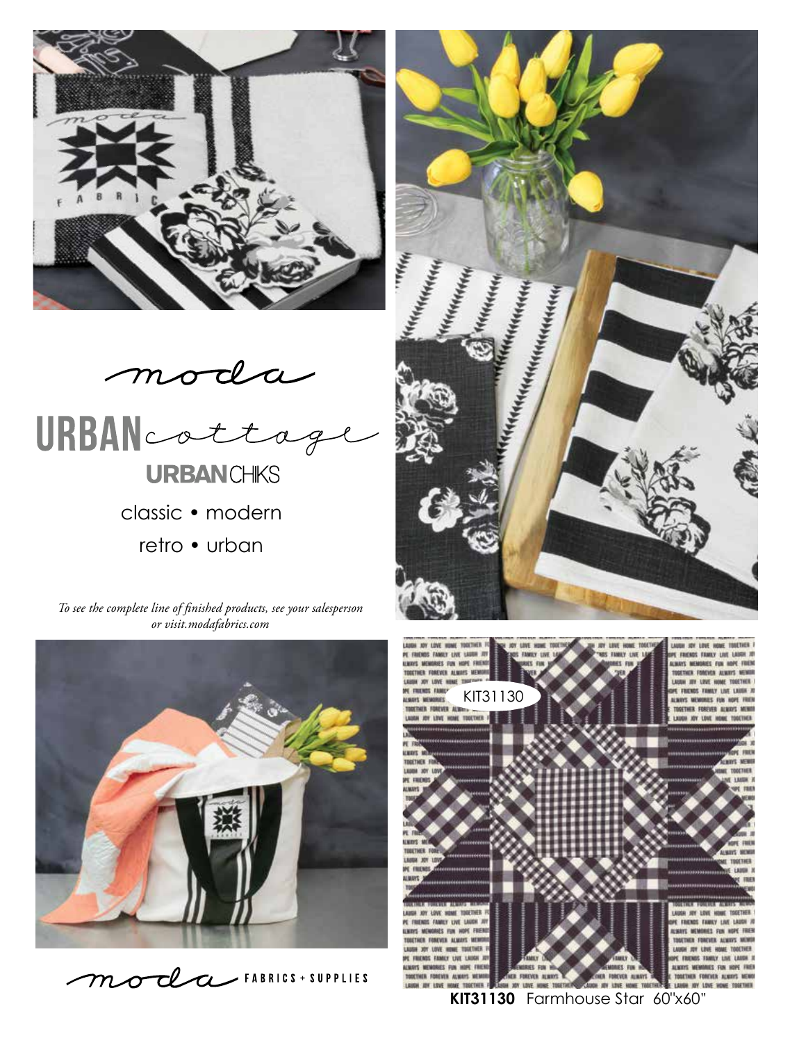moda

# URBAN cottage

URBANCHIKS

classic • modern

retro • urban

*To see the complete line of finished products, see your salesperson or visit.modafabrics.com*

KIT31130

**KIT31130** Farmhouse Star 60"x60"

moda FABRICS + SUPPLIES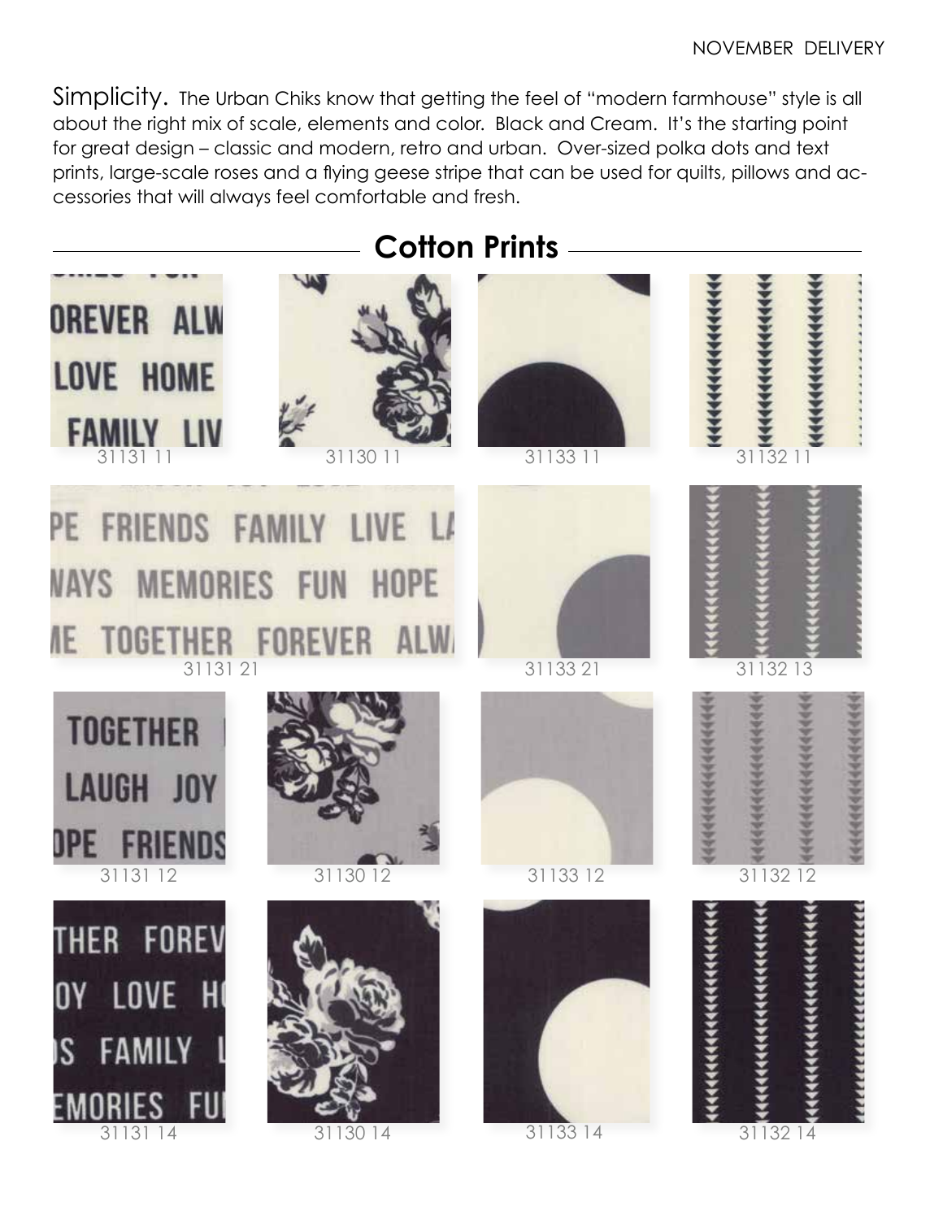NOVEMBER DELIVERY

Simplicity. The Urban Chiks know that getting the feel of "modern farmhouse" style is all about the right mix of scale, elements and color. Black and Cream. It's the starting point for great design – classic and modern, retro and urban. Over-sized polka dots and text prints, large-scale roses and a flying geese stripe that can be used for quilts, pillows and accessories that will always feel comfortable and fresh.

## Cotton Prints

31131 11

31130 11

31133 11

31132 11

31131 21

31133 21

31132 13

31131 12

31130 12

31133 12

31132 12

31131 14

31130 14

31133 14

31132 14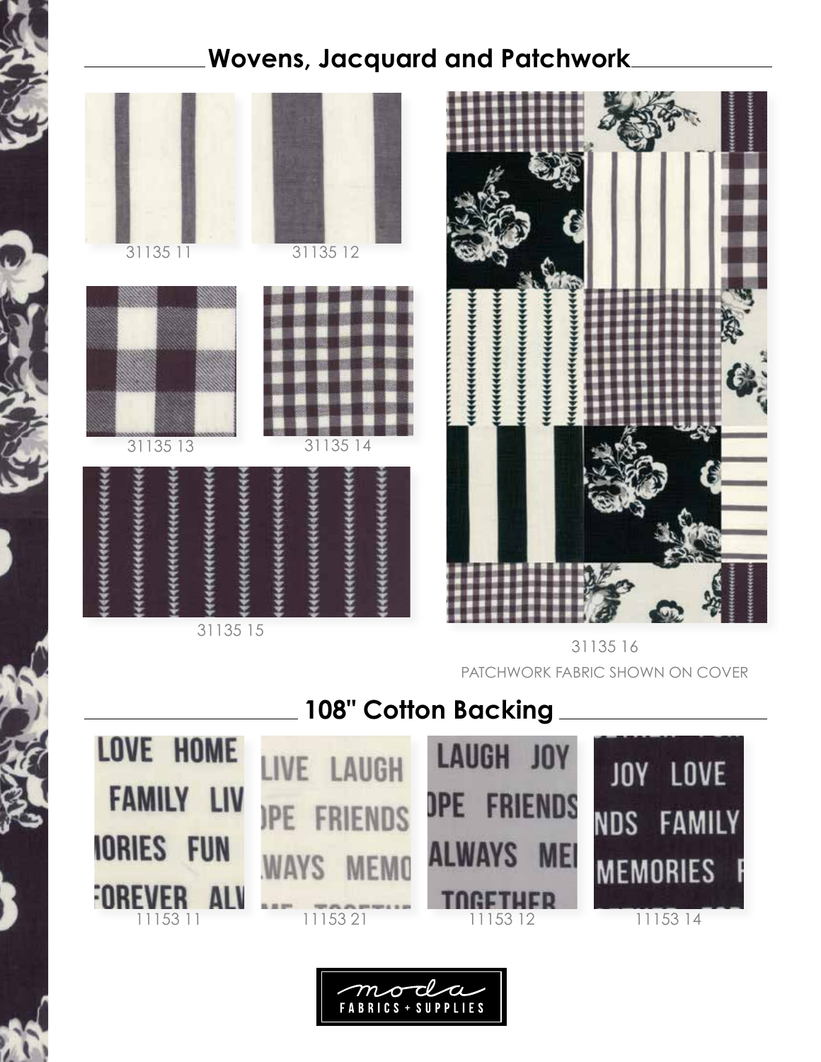## Wovens, Jacquard and Patchwork

31135 11

31135 12

31135 13

31135 14

31135 15

31135 16

PATCHWORK FABRIC SHOWN ON COVER

## 108" Cotton Backing

11153 11

11153 21

11153 12

11153 14

moda FABRICS + SUPPLIES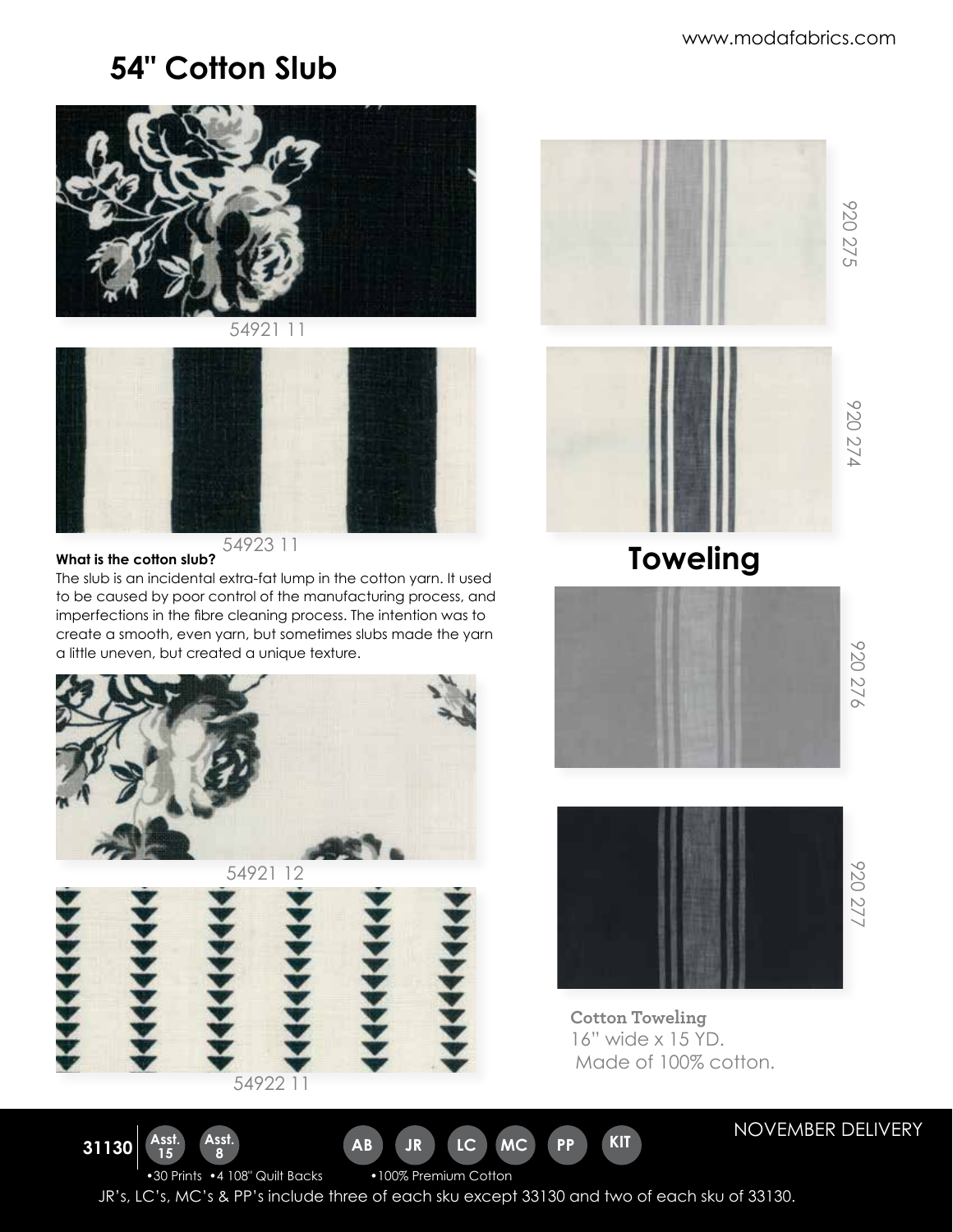www.modafabrics.com

# 54" Cotton Slub

54921 11

54923 11

**What is the cotton slub?**

The slub is an incidental extra-fat lump in the cotton yarn. It used to be caused by poor control of the manufacturing process, and imperfections in the fibre cleaning process. The intention was to create a smooth, even yarn, but sometimes slubs made the yarn a little uneven, but created a unique texture.

54921 12

54922 11

920 275

920 274

# Toweling

920 276

920 277

**Cotton Toweling**
16" wide x 15 YD.
Made of 100% cotton.

NOVEMBER DELIVERY

31130 | Asst. 15 | Asst. 8 | AB | JR | LC | MC | PP | KIT

•30 Prints •4 108" Quilt Backs •100% Premium Cotton

JR's, LC's, MC's & PP's include three of each sku except 33130 and two of each sku of 33130.